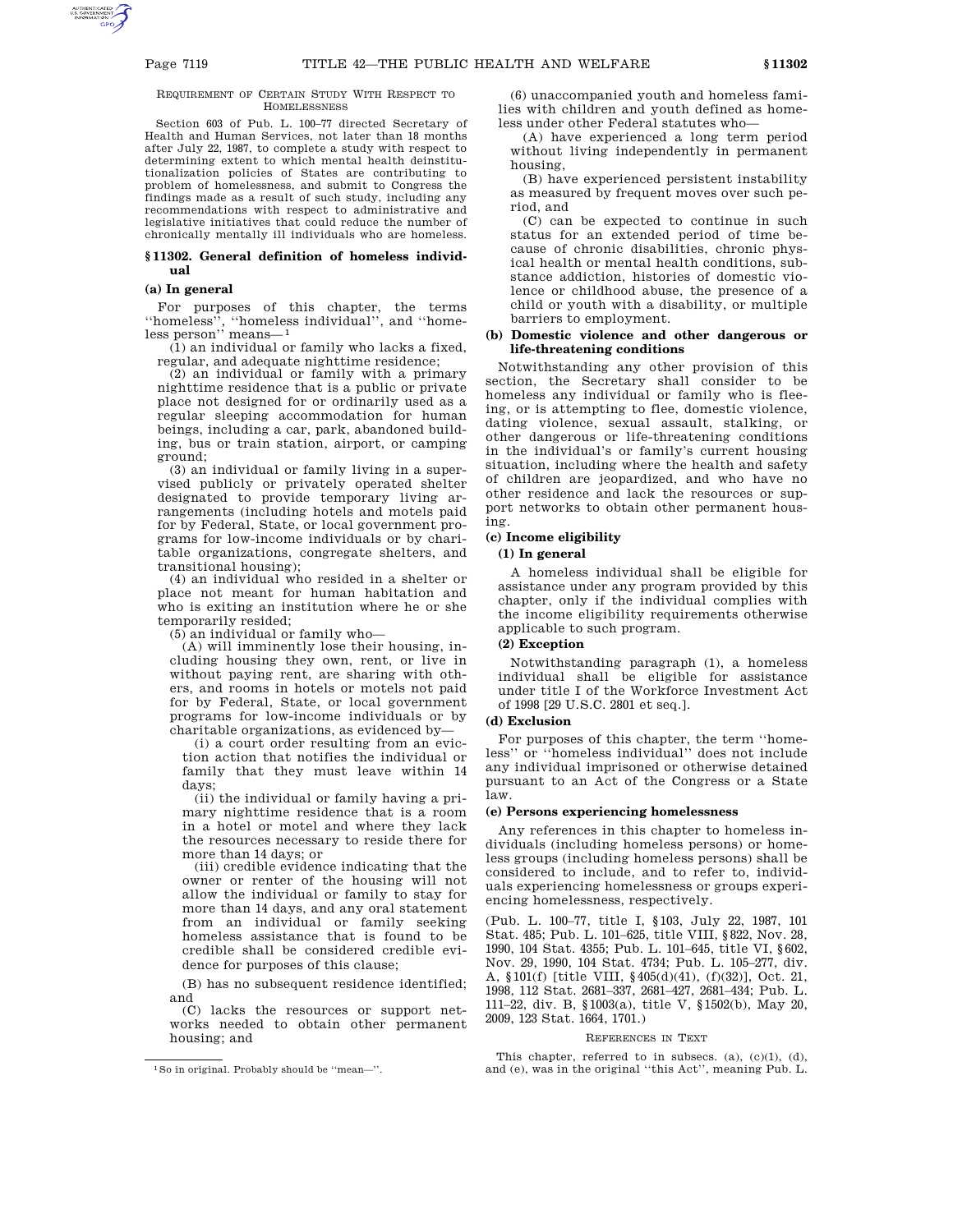REQUIREMENT OF CERTAIN STUDY WITH RESPECT TO HOMELESSNESS

Section 603 of Pub. L. 100–77 directed Secretary of Health and Human Services, not later than 18 months after July 22, 1987, to complete a study with respect to determining extent to which mental health deinstitutionalization policies of States are contributing to problem of homelessness, and submit to Congress the findings made as a result of such study, including any recommendations with respect to administrative and legislative initiatives that could reduce the number of chronically mentally ill individuals who are homeless.

## § 11302. General definition of homeless individual

### (a) In general

For purposes of this chapter, the terms ''homeless'', ''homeless individual'', and ''homeless person'' means—[1]

(1) an individual or family who lacks a fixed, regular, and adequate nighttime residence;

(2) an individual or family with a primary nighttime residence that is a public or private place not designed for or ordinarily used as a regular sleeping accommodation for human beings, including a car, park, abandoned building, bus or train station, airport, or camping ground;

(3) an individual or family living in a supervised publicly or privately operated shelter designated to provide temporary living arrangements (including hotels and motels paid for by Federal, State, or local government programs for low-income individuals or by charitable organizations, congregate shelters, and transitional housing);

(4) an individual who resided in a shelter or place not meant for human habitation and who is exiting an institution where he or she temporarily resided;

(5) an individual or family who—

(A) will imminently lose their housing, including housing they own, rent, or live in without paying rent, are sharing with others, and rooms in hotels or motels not paid for by Federal, State, or local government programs for low-income individuals or by charitable organizations, as evidenced by—

(i) a court order resulting from an eviction action that notifies the individual or family that they must leave within 14 days;

(ii) the individual or family having a primary nighttime residence that is a room in a hotel or motel and where they lack the resources necessary to reside there for more than 14 days; or

(iii) credible evidence indicating that the owner or renter of the housing will not allow the individual or family to stay for more than 14 days, and any oral statement from an individual or family seeking homeless assistance that is found to be credible shall be considered credible evidence for purposes of this clause;

(B) has no subsequent residence identified; and

(C) lacks the resources or support networks needed to obtain other permanent housing; and

(6) unaccompanied youth and homeless families with children and youth defined as homeless under other Federal statutes who—

(A) have experienced a long term period without living independently in permanent housing,

(B) have experienced persistent instability as measured by frequent moves over such period, and

(C) can be expected to continue in such status for an extended period of time because of chronic disabilities, chronic physical health or mental health conditions, substance addiction, histories of domestic violence or childhood abuse, the presence of a child or youth with a disability, or multiple barriers to employment.

### (b) Domestic violence and other dangerous or life-threatening conditions

Notwithstanding any other provision of this section, the Secretary shall consider to be homeless any individual or family who is fleeing, or is attempting to flee, domestic violence, dating violence, sexual assault, stalking, or other dangerous or life-threatening conditions in the individual's or family's current housing situation, including where the health and safety of children are jeopardized, and who have no other residence and lack the resources or support networks to obtain other permanent housing.

### (c) Income eligibility

#### (1) In general

A homeless individual shall be eligible for assistance under any program provided by this chapter, only if the individual complies with the income eligibility requirements otherwise applicable to such program.

#### (2) Exception

Notwithstanding paragraph (1), a homeless individual shall be eligible for assistance under title I of the Workforce Investment Act of 1998 [29 U.S.C. 2801 et seq.].

### (d) Exclusion

For purposes of this chapter, the term ''homeless'' or ''homeless individual'' does not include any individual imprisoned or otherwise detained pursuant to an Act of the Congress or a State law.

### (e) Persons experiencing homelessness

Any references in this chapter to homeless individuals (including homeless persons) or homeless groups (including homeless persons) shall be considered to include, and to refer to, individuals experiencing homelessness or groups experiencing homelessness, respectively.

(Pub. L. 100–77, title I, §103, July 22, 1987, 101 Stat. 485; Pub. L. 101–625, title VIII, §822, Nov. 28, 1990, 104 Stat. 4355; Pub. L. 101–645, title VI, §602, Nov. 29, 1990, 104 Stat. 4734; Pub. L. 105–277, div. A, §101(f) [title VIII, §405(d)(41), (f)(32)], Oct. 21, 1998, 112 Stat. 2681–337, 2681–427, 2681–434; Pub. L. 111–22, div. B, §1003(a), title V, §1502(b), May 20, 2009, 123 Stat. 1664, 1701.)

REFERENCES IN TEXT

This chapter, referred to in subsecs. (a), (c)(1), (d), and (e), was in the original ''this Act'', meaning Pub. L.

[1] So in original. Probably should be ''mean—''.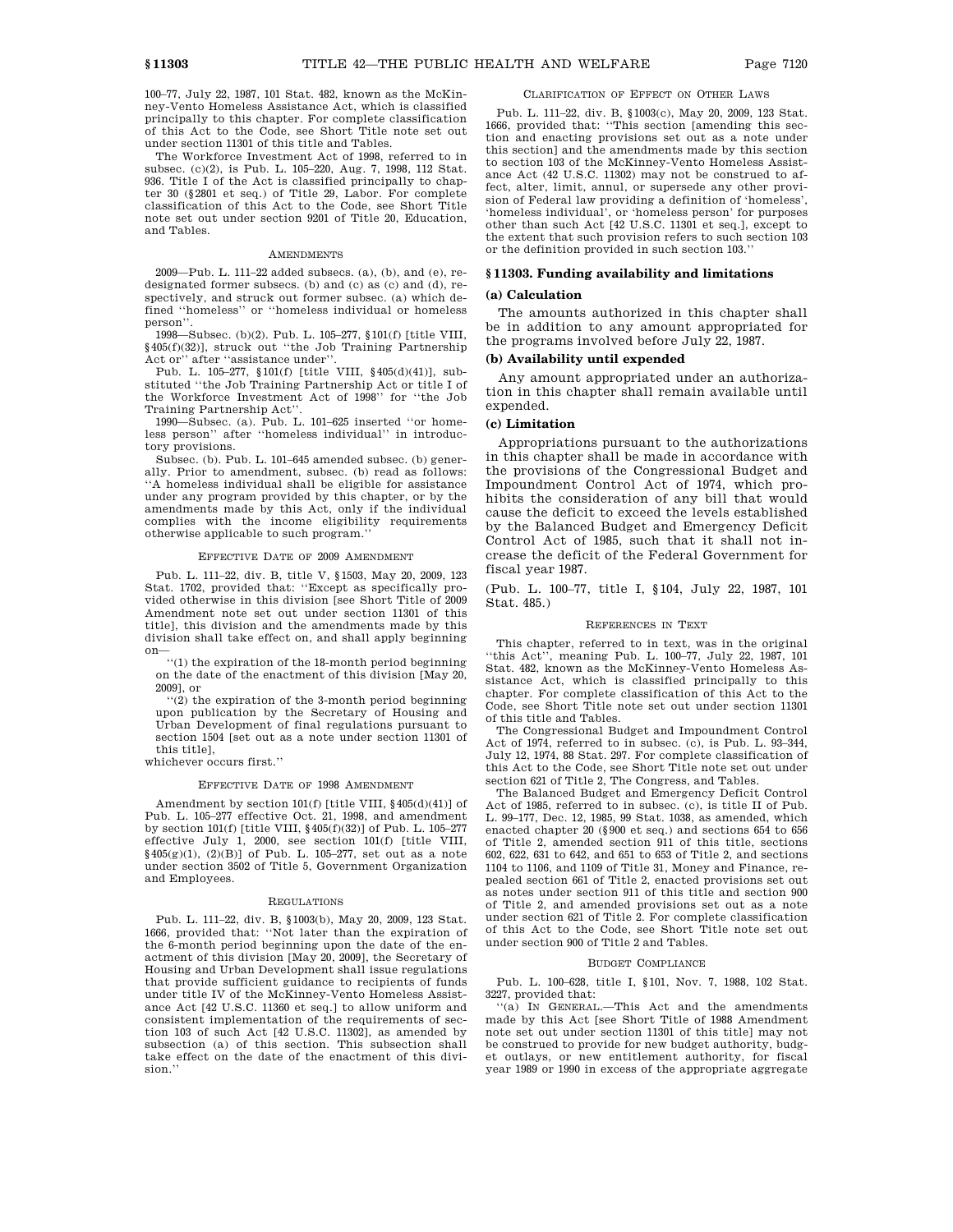100–77, July 22, 1987, 101 Stat. 482, known as the McKinney-Vento Homeless Assistance Act, which is classified principally to this chapter. For complete classification of this Act to the Code, see Short Title note set out under section 11301 of this title and Tables.

The Workforce Investment Act of 1998, referred to in subsec. (c)(2), is Pub. L. 105–220, Aug. 7, 1998, 112 Stat. 936. Title I of the Act is classified principally to chapter 30 (§2801 et seq.) of Title 29, Labor. For complete classification of this Act to the Code, see Short Title note set out under section 9201 of Title 20, Education, and Tables.

AMENDMENTS

2009—Pub. L. 111–22 added subsecs. (a), (b), and (e), redesignated former subsecs. (b) and (c) as (c) and (d), respectively, and struck out former subsec. (a) which defined ''homeless'' or ''homeless individual or homeless person''.

1998—Subsec. (b)(2). Pub. L. 105–277, §101(f) [title VIII, §405(f)(32)], struck out ''the Job Training Partnership Act or'' after ''assistance under''.

Pub. L. 105–277, §101(f) [title VIII, §405(d)(41)], substituted ''the Job Training Partnership Act or title I of the Workforce Investment Act of 1998'' for ''the Job Training Partnership Act''.

1990—Subsec. (a). Pub. L. 101–625 inserted ''or homeless person'' after ''homeless individual'' in introductory provisions.

Subsec. (b). Pub. L. 101–645 amended subsec. (b) generally. Prior to amendment, subsec. (b) read as follows: ''A homeless individual shall be eligible for assistance under any program provided by this chapter, or by the amendments made by this Act, only if the individual complies with the income eligibility requirements otherwise applicable to such program.''

EFFECTIVE DATE OF 2009 AMENDMENT

Pub. L. 111–22, div. B, title V, §1503, May 20, 2009, 123 Stat. 1702, provided that: ''Except as specifically provided otherwise in this division [see Short Title of 2009 Amendment note set out under section 11301 of this title], this division and the amendments made by this division shall take effect on, and shall apply beginning on—

''(1) the expiration of the 18-month period beginning on the date of the enactment of this division [May 20, 2009], or

''(2) the expiration of the 3-month period beginning upon publication by the Secretary of Housing and Urban Development of final regulations pursuant to section 1504 [set out as a note under section 11301 of this title],

whichever occurs first.''

EFFECTIVE DATE OF 1998 AMENDMENT

Amendment by section 101(f) [title VIII, §405(d)(41)] of Pub. L. 105–277 effective Oct. 21, 1998, and amendment by section 101(f) [title VIII, §405(f)(32)] of Pub. L. 105–277 effective July 1, 2000, see section 101(f) [title VIII, §405(g)(1), (2)(B)] of Pub. L. 105–277, set out as a note under section 3502 of Title 5, Government Organization and Employees.

REGULATIONS

Pub. L. 111–22, div. B, §1003(b), May 20, 2009, 123 Stat. 1666, provided that: ''Not later than the expiration of the 6-month period beginning upon the date of the enactment of this division [May 20, 2009], the Secretary of Housing and Urban Development shall issue regulations that provide sufficient guidance to recipients of funds under title IV of the McKinney-Vento Homeless Assistance Act [42 U.S.C. 11360 et seq.] to allow uniform and consistent implementation of the requirements of section 103 of such Act [42 U.S.C. 11302], as amended by subsection (a) of this section. This subsection shall take effect on the date of the enactment of this division.''

CLARIFICATION OF EFFECT ON OTHER LAWS

Pub. L. 111–22, div. B, §1003(c), May 20, 2009, 123 Stat. 1666, provided that: ''This section [amending this section and enacting provisions set out as a note under this section] and the amendments made by this section to section 103 of the McKinney-Vento Homeless Assistance Act (42 U.S.C. 11302) may not be construed to affect, alter, limit, annul, or supersede any other provision of Federal law providing a definition of 'homeless', 'homeless individual', or 'homeless person' for purposes other than such Act [42 U.S.C. 11301 et seq.], except to the extent that such provision refers to such section 103 or the definition provided in such section 103.''

## §11303. Funding availability and limitations

### (a) Calculation

The amounts authorized in this chapter shall be in addition to any amount appropriated for the programs involved before July 22, 1987.

### (b) Availability until expended

Any amount appropriated under an authorization in this chapter shall remain available until expended.

### (c) Limitation

Appropriations pursuant to the authorizations in this chapter shall be made in accordance with the provisions of the Congressional Budget and Impoundment Control Act of 1974, which prohibits the consideration of any bill that would cause the deficit to exceed the levels established by the Balanced Budget and Emergency Deficit Control Act of 1985, such that it shall not increase the deficit of the Federal Government for fiscal year 1987.

(Pub. L. 100–77, title I, §104, July 22, 1987, 101 Stat. 485.)

REFERENCES IN TEXT

This chapter, referred to in text, was in the original ''this Act'', meaning Pub. L. 100–77, July 22, 1987, 101 Stat. 482, known as the McKinney-Vento Homeless Assistance Act, which is classified principally to this chapter. For complete classification of this Act to the Code, see Short Title note set out under section 11301 of this title and Tables.

The Congressional Budget and Impoundment Control Act of 1974, referred to in subsec. (c), is Pub. L. 93–344, July 12, 1974, 88 Stat. 297. For complete classification of this Act to the Code, see Short Title note set out under section 621 of Title 2, The Congress, and Tables.

The Balanced Budget and Emergency Deficit Control Act of 1985, referred to in subsec. (c), is title II of Pub. L. 99–177, Dec. 12, 1985, 99 Stat. 1038, as amended, which enacted chapter 20 (§900 et seq.) and sections 654 to 656 of Title 2, amended section 911 of this title, sections 602, 622, 631 to 642, and 651 to 653 of Title 2, and sections 1104 to 1106, and 1109 of Title 31, Money and Finance, repealed section 661 of Title 2, enacted provisions set out as notes under section 911 of this title and section 900 of Title 2, and amended provisions set out as a note under section 621 of Title 2. For complete classification of this Act to the Code, see Short Title note set out under section 900 of Title 2 and Tables.

BUDGET COMPLIANCE

Pub. L. 100–628, title I, §101, Nov. 7, 1988, 102 Stat. 3227, provided that:

''(a) IN GENERAL.—This Act and the amendments made by this Act [see Short Title of 1988 Amendment note set out under section 11301 of this title] may not be construed to provide for new budget authority, budget outlays, or new entitlement authority, for fiscal year 1989 or 1990 in excess of the appropriate aggregate